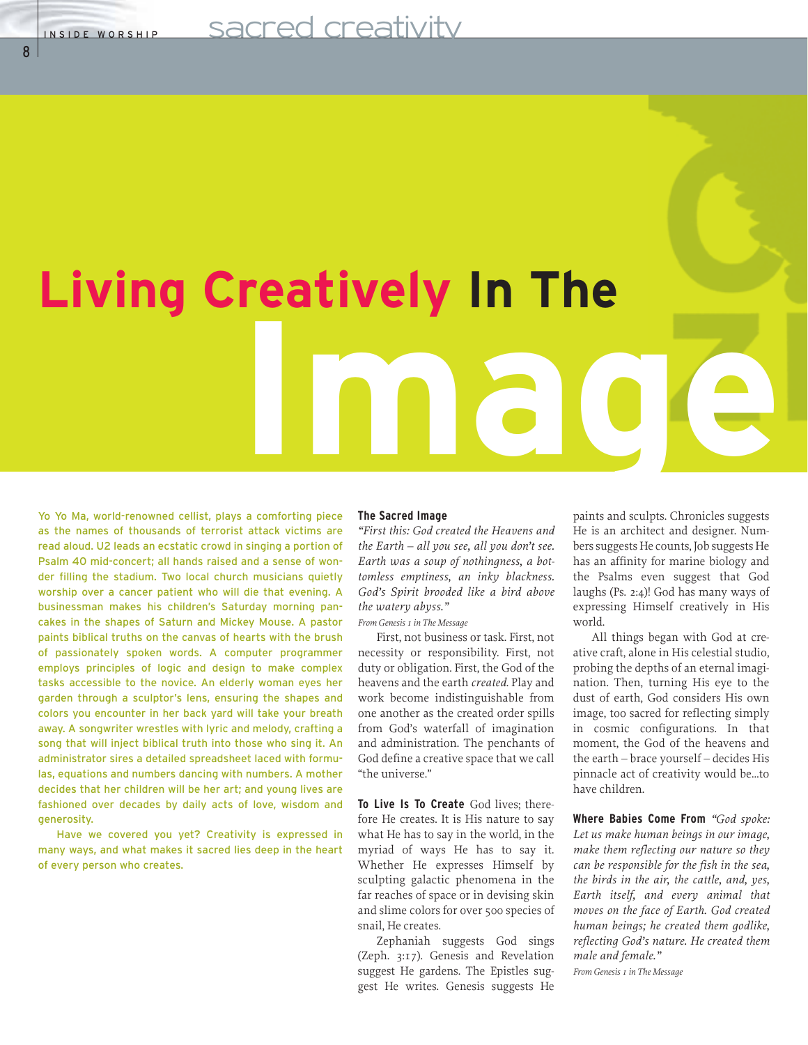# Living Creatively In The Image

Yo Yo Ma, world-renowned cellist, plays a comforting piece as the names of thousands of terrorist attack victims are read aloud. U2 leads an ecstatic crowd in singing a portion of Psalm 40 mid-concert; all hands raised and a sense of wonder filling the stadium. Two local church musicians quietly worship over a cancer patient who will die that evening. A businessman makes his children's Saturday morning pancakes in the shapes of Saturn and Mickey Mouse. A pastor paints biblical truths on the canvas of hearts with the brush of passionately spoken words. A computer programmer employs principles of logic and design to make complex tasks accessible to the novice. An elderly woman eyes her garden through a sculptor's lens, ensuring the shapes and colors you encounter in her back yard will take your breath away. A songwriter wrestles with lyric and melody, crafting a song that will inject biblical truth into those who sing it. An administrator sires a detailed spreadsheet laced with formulas, equations and numbers dancing with numbers. A mother decides that her children will be her art; and young lives are fashioned over decades by daily acts of love, wisdom and generosity.

Have we covered you yet? Creativity is expressed in many ways, and what makes it sacred lies deep in the heart of every person who creates.

**The Sacred Image**

*"First this: God created the Heavens and the Earth – all you see, all you don't see. Earth was a soup of nothingness, a bottomless emptiness, an inky blackness. God's Spirit brooded like a bird above the watery abyss."*

*From Genesis 1 in The Message*

First, not business or task. First, not necessity or responsibility. First, not duty or obligation. First, the God of the heavens and the earth *created.* Play and work become indistinguishable from one another as the created order spills from God's waterfall of imagination and administration. The penchants of God define a creative space that we call "the universe."

**To Live Is To Create** God lives; therefore He creates. It is His nature to say what He has to say in the world, in the myriad of ways He has to say it. Whether He expresses Himself by sculpting galactic phenomena in the far reaches of space or in devising skin and slime colors for over 500 species of snail, He creates.

Zephaniah suggests God sings (Zeph. 3:17). Genesis and Revelation suggest He gardens. The Epistles suggest He writes. Genesis suggests He paints and sculpts. Chronicles suggests He is an architect and designer. Numbers suggests He counts, Job suggests He has an affinity for marine biology and the Psalms even suggest that God laughs (Ps. 2:4)! God has many ways of expressing Himself creatively in His world.

All things began with God at creative craft, alone in His celestial studio, probing the depths of an eternal imagination. Then, turning His eye to the dust of earth, God considers His own image, too sacred for reflecting simply in cosmic configurations. In that moment, the God of the heavens and the earth – brace yourself – decides His pinnacle act of creativity would be...to have children.

**Where Babies Come From** *"God spoke: Let us make human beings in our image, make them reflecting our nature so they can be responsible for the fish in the sea, the birds in the air, the cattle, and, yes, Earth itself, and every animal that moves on the face of Earth. God created human beings; he created them godlike, reflecting God's nature. He created them male and female."*

*From Genesis 1 in The Message*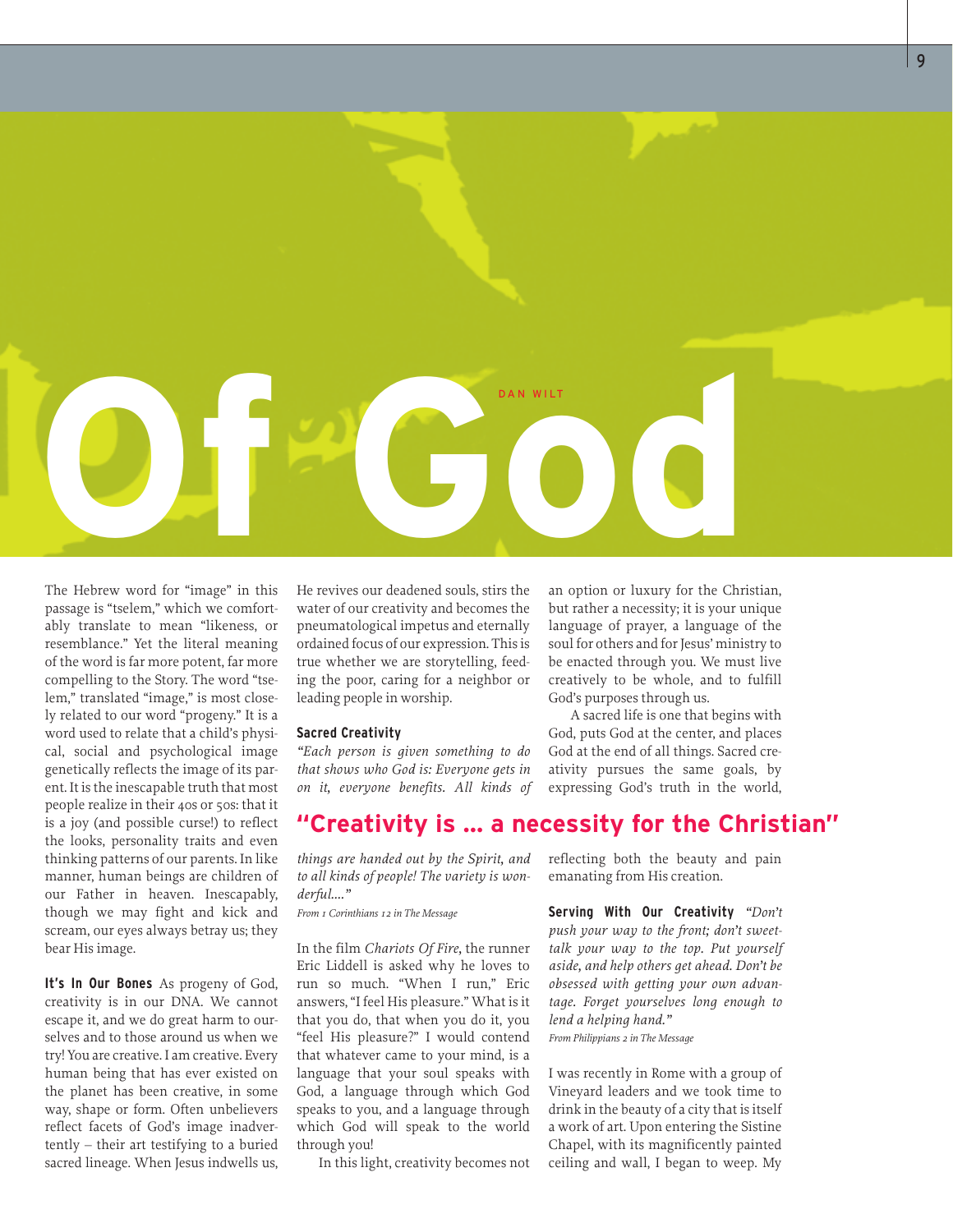# Of God

DAN WILT

The Hebrew word for "image" in this passage is "tselem," which we comfortably translate to mean "likeness, or resemblance." Yet the literal meaning of the word is far more potent, far more compelling to the Story. The word "tselem," translated "image," is most closely related to our word "progeny." It is a word used to relate that a child's physical, social and psychological image genetically reflects the image of its parent. It is the inescapable truth that most people realize in their 40s or 50s: that it is a joy (and possible curse!) to reflect the looks, personality traits and even thinking patterns of our parents. In like manner, human beings are children of our Father in heaven. Inescapably, though we may fight and kick and scream, our eyes always betray us; they bear His image.

**It's In Our Bones** As progeny of God, creativity is in our DNA. We cannot escape it, and we do great harm to ourselves and to those around us when we try! You are creative. I am creative. Every human being that has ever existed on the planet has been creative, in some way, shape or form. Often unbelievers reflect facets of God's image inadvertently – their art testifying to a buried sacred lineage. When Jesus indwells us, He revives our deadened souls, stirs the water of our creativity and becomes the pneumatological impetus and eternally ordained focus of our expression. This is true whether we are storytelling, feeding the poor, caring for a neighbor or leading people in worship.

### Sacred Creativity

*"Each person is given something to do that shows who God is: Everyone gets in on it, everyone benefits. All kinds of things are handed out by the Spirit, and to all kinds of people! The variety is wonderful...."*

*From 1 Corinthians 12 in The Message*

In the film *Chariots Of Fire*, the runner Eric Liddell is asked why he loves to run so much. "When I run," Eric answers, "I feel His pleasure." What is it that you do, that when you do it, you "feel His pleasure?" I would contend that whatever came to your mind, is a language that your soul speaks with God, a language through which God speaks to you, and a language through which God will speak to the world through you!

In this light, creativity becomes not an option or luxury for the Christian, but rather a necessity; it is your unique language of prayer, a language of the soul for others and for Jesus' ministry to be enacted through you. We must live creatively to be whole, and to fulfill God's purposes through us.

A sacred life is one that begins with God, puts God at the center, and places God at the end of all things. Sacred creativity pursues the same goals, by expressing God's truth in the world, reflecting both the beauty and pain emanating from His creation.

## "Creativity is ... a necessity for the Christian"

**Serving With Our Creativity** *"Don't push your way to the front; don't sweet-talk your way to the top. Put yourself aside, and help others get ahead. Don't be obsessed with getting your own advantage. Forget yourselves long enough to lend a helping hand."*

*From Philippians 2 in The Message*

I was recently in Rome with a group of Vineyard leaders and we took time to drink in the beauty of a city that is itself a work of art. Upon entering the Sistine Chapel, with its magnificently painted ceiling and wall, I began to weep. My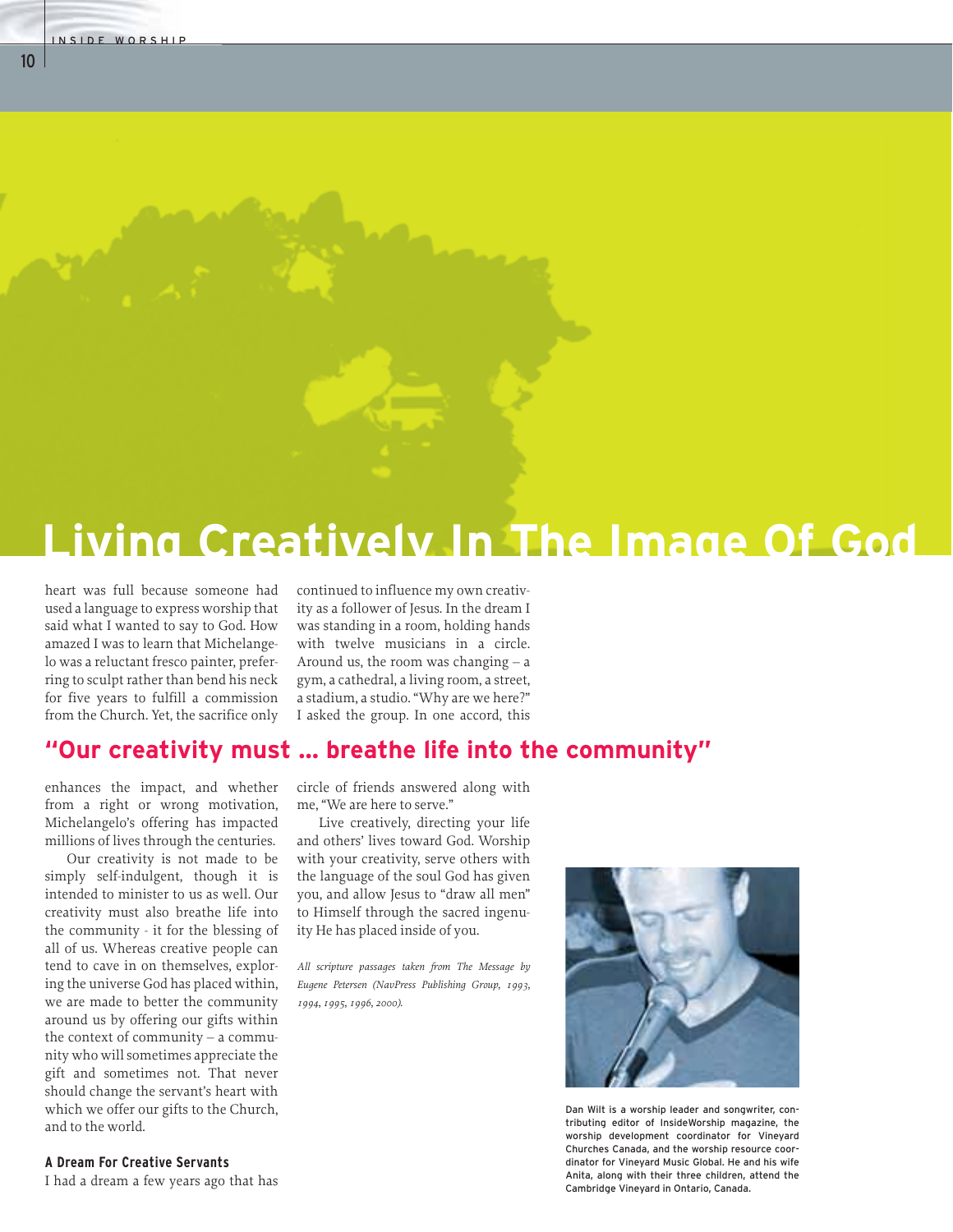# Living Creatively In The Image Of God

heart was full because someone had used a language to express worship that said what I wanted to say to God. How amazed I was to learn that Michelangelo was a reluctant fresco painter, preferring to sculpt rather than bend his neck for five years to fulfill a commission from the Church. Yet, the sacrifice only enhances the impact, and whether from a right or wrong motivation, Michelangelo's offering has impacted millions of lives through the centuries.

Our creativity is not made to be simply self-indulgent, though it is intended to minister to us as well. Our creativity must also breathe life into the community - it for the blessing of all of us. Whereas creative people can tend to cave in on themselves, exploring the universe God has placed within, we are made to better the community around us by offering our gifts within the context of community – a community who will sometimes appreciate the gift and sometimes not. That never should change the servant's heart with which we offer our gifts to the Church, and to the world.

**"Our creativity must ... breathe life into the community"**

### A Dream For Creative Servants

I had a dream a few years ago that has continued to influence my own creativity as a follower of Jesus. In the dream I was standing in a room, holding hands with twelve musicians in a circle. Around us, the room was changing – a gym, a cathedral, a living room, a street, a stadium, a studio. "Why are we here?" I asked the group. In one accord, this circle of friends answered along with me, "We are here to serve."

Live creatively, directing your life and others' lives toward God. Worship with your creativity, serve others with the language of the soul God has given you, and allow Jesus to "draw all men" to Himself through the sacred ingenuity He has placed inside of you.

*All scripture passages taken from The Message by Eugene Petersen (NavPress Publishing Group, 1993, 1994, 1995, 1996, 2000).*

Dan Wilt is a worship leader and songwriter, contributing editor of InsideWorship magazine, the worship development coordinator for Vineyard Churches Canada, and the worship resource coordinator for Vineyard Music Global. He and his wife Anita, along with their three children, attend the Cambridge Vineyard in Ontario, Canada.